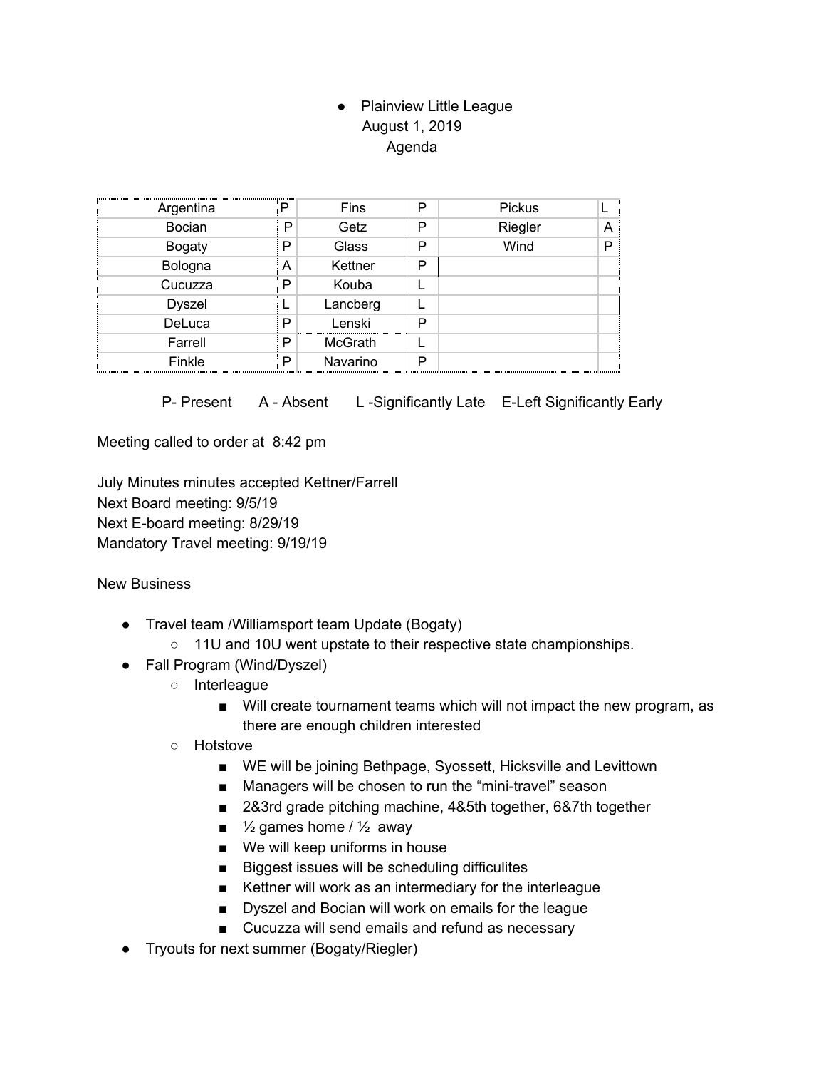- Plainview Little League
  August 1, 2019
  Agenda

| Argentina | P | Fins | P | Pickus | L |
|---|---|---|---|---|---|
| Bocian | P | Getz | P | Riegler | A |
| Bogaty | P | Glass | P | Wind | P |
| Bologna | A | Kettner | P | | |
| Cucuzza | P | Kouba | L | | |
| Dyszel | L | Lancberg | L | | |
| DeLuca | P | Lenski | P | | |
| Farrell | P | McGrath | L | | |
| Finkle | P | Navarino | P | | |

P- Present A - Absent L -Significantly Late E-Left Significantly Early

Meeting called to order at 8:42 pm

July Minutes minutes accepted Kettner/Farrell
Next Board meeting: 9/5/19
Next E-board meeting: 8/29/19
Mandatory Travel meeting: 9/19/19

New Business

- Travel team /Williamsport team Update (Bogaty)
  - 11U and 10U went upstate to their respective state championships.
- Fall Program (Wind/Dyszel)
  - Interleague
    - Will create tournament teams which will not impact the new program, as there are enough children interested
  - Hotstove
    - WE will be joining Bethpage, Syossett, Hicksville and Levittown
    - Managers will be chosen to run the "mini-travel" season
    - 2&3rd grade pitching machine, 4&5th together, 6&7th together
    - ½ games home / ½ away
    - We will keep uniforms in house
    - Biggest issues will be scheduling difficulites
    - Kettner will work as an intermediary for the interleague
    - Dyszel and Bocian will work on emails for the league
    - Cucuzza will send emails and refund as necessary
- Tryouts for next summer (Bogaty/Riegler)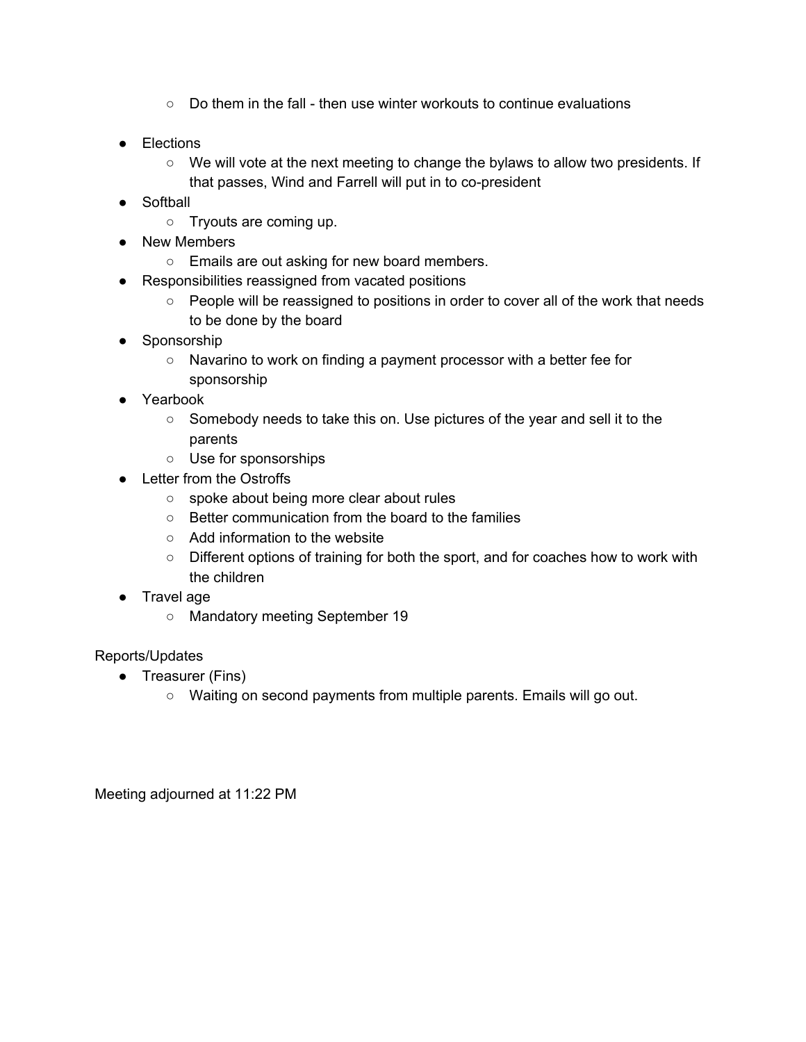- Do them in the fall - then use winter workouts to continue evaluations

- Elections
    - We will vote at the next meeting to change the bylaws to allow two presidents. If that passes, Wind and Farrell will put in to co-president
- Softball
    - Tryouts are coming up.
- New Members
    - Emails are out asking for new board members.
- Responsibilities reassigned from vacated positions
    - People will be reassigned to positions in order to cover all of the work that needs to be done by the board
- Sponsorship
    - Navarino to work on finding a payment processor with a better fee for sponsorship
- Yearbook
    - Somebody needs to take this on. Use pictures of the year and sell it to the parents
    - Use for sponsorships
- Letter from the Ostroffs
    - spoke about being more clear about rules
    - Better communication from the board to the families
    - Add information to the website
    - Different options of training for both the sport, and for coaches how to work with the children
- Travel age
    - Mandatory meeting September 19

Reports/Updates

- Treasurer (Fins)
    - Waiting on second payments from multiple parents. Emails will go out.

Meeting adjourned at 11:22 PM